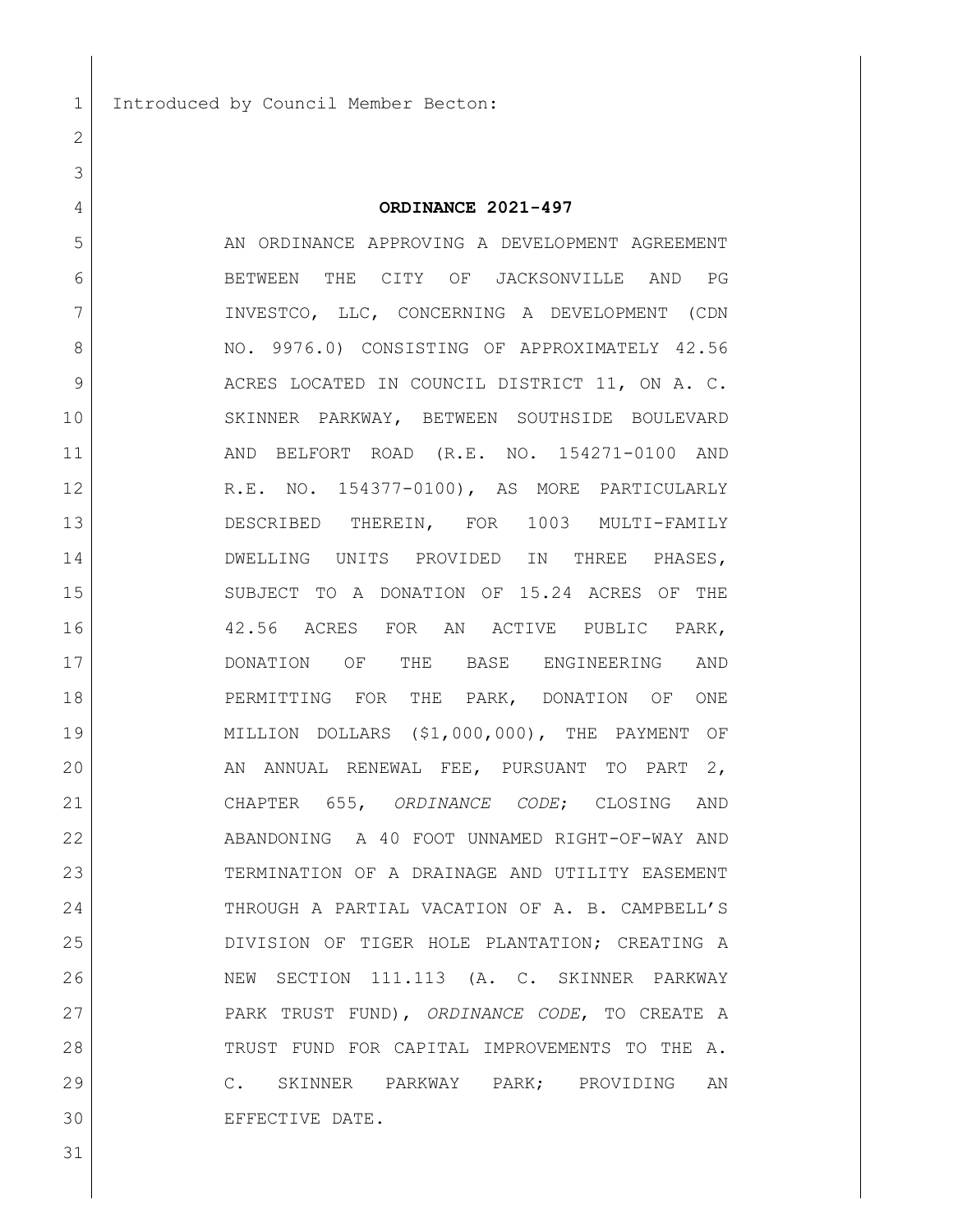Introduced by Council Member Becton:

**ORDINANCE 2021-497**

AN ORDINANCE APPROVING A DEVELOPMENT AGREEMENT BETWEEN THE CITY OF JACKSONVILLE AND PG INVESTCO, LLC, CONCERNING A DEVELOPMENT (CDN NO. 9976.0) CONSISTING OF APPROXIMATELY 42.56 ACRES LOCATED IN COUNCIL DISTRICT 11, ON A. C. SKINNER PARKWAY, BETWEEN SOUTHSIDE BOULEVARD AND BELFORT ROAD (R.E. NO. 154271-0100 AND R.E. NO. 154377-0100), AS MORE PARTICULARLY DESCRIBED THEREIN, FOR 1003 MULTI-FAMILY DWELLING UNITS PROVIDED IN THREE PHASES, SUBJECT TO A DONATION OF 15.24 ACRES OF THE 42.56 ACRES FOR AN ACTIVE PUBLIC PARK, DONATION OF THE BASE ENGINEERING AND PERMITTING FOR THE PARK, DONATION OF ONE MILLION DOLLARS ($1,000,000), THE PAYMENT OF AN ANNUAL RENEWAL FEE, PURSUANT TO PART 2, CHAPTER 655, *ORDINANCE CODE*; CLOSING AND ABANDONING A 40 FOOT UNNAMED RIGHT-OF-WAY AND TERMINATION OF A DRAINAGE AND UTILITY EASEMENT THROUGH A PARTIAL VACATION OF A. B. CAMPBELL'S DIVISION OF TIGER HOLE PLANTATION; CREATING A NEW SECTION 111.113 (A. C. SKINNER PARKWAY PARK TRUST FUND), *ORDINANCE CODE*, TO CREATE A TRUST FUND FOR CAPITAL IMPROVEMENTS TO THE A. C. SKINNER PARKWAY PARK; PROVIDING AN EFFECTIVE DATE.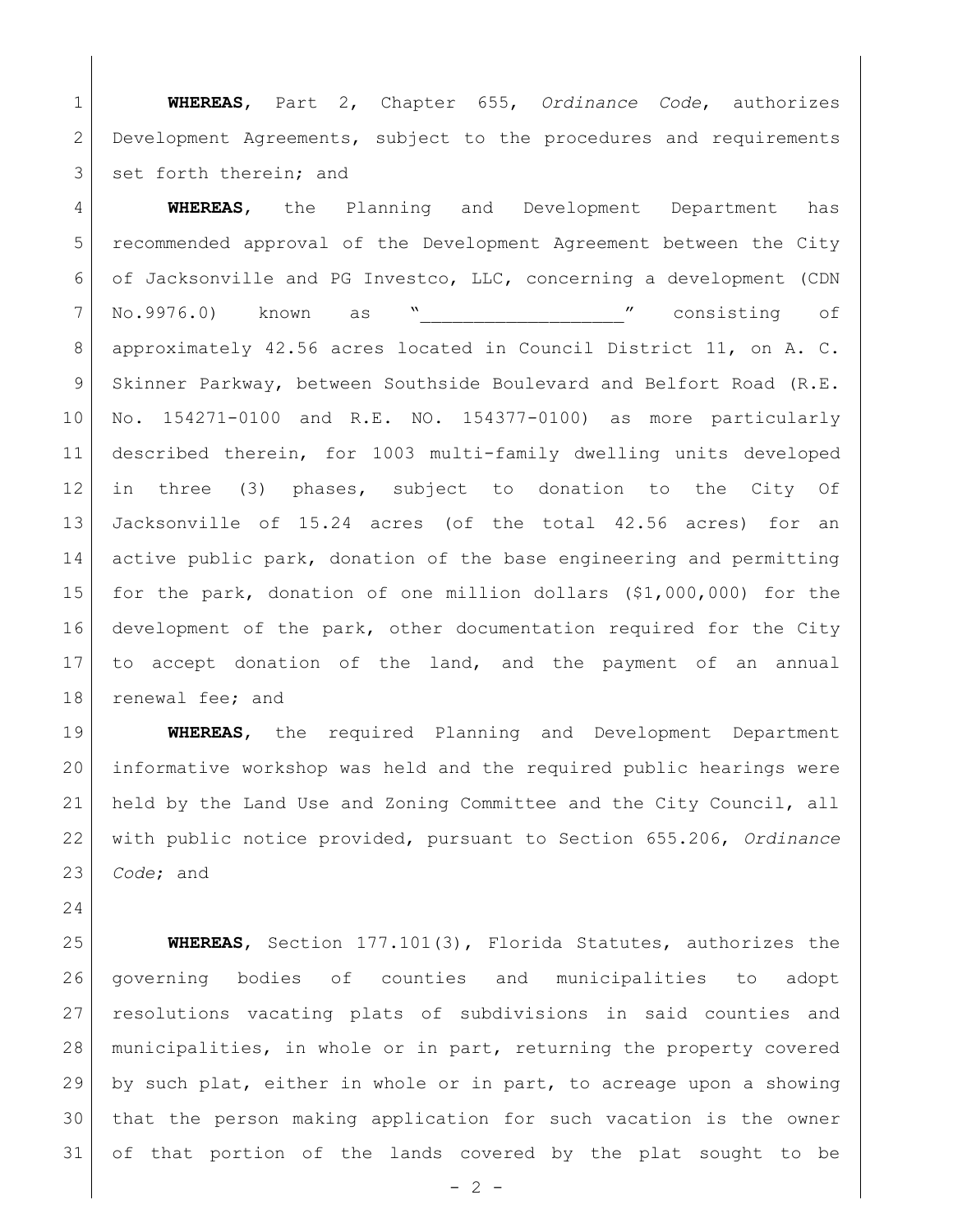**WHEREAS**, Part 2, Chapter 655, *Ordinance Code*, authorizes Development Agreements, subject to the procedures and requirements set forth therein; and

**WHEREAS**, the Planning and Development Department has recommended approval of the Development Agreement between the City of Jacksonville and PG Investco, LLC, concerning a development (CDN No.9976.0) known as "__________________" consisting of approximately 42.56 acres located in Council District 11, on A. C. Skinner Parkway, between Southside Boulevard and Belfort Road (R.E. No. 154271-0100 and R.E. NO. 154377-0100) as more particularly described therein, for 1003 multi-family dwelling units developed in three (3) phases, subject to donation to the City Of Jacksonville of 15.24 acres (of the total 42.56 acres) for an active public park, donation of the base engineering and permitting for the park, donation of one million dollars ($1,000,000) for the development of the park, other documentation required for the City to accept donation of the land, and the payment of an annual renewal fee; and

**WHEREAS**, the required Planning and Development Department informative workshop was held and the required public hearings were held by the Land Use and Zoning Committee and the City Council, all with public notice provided, pursuant to Section 655.206, *Ordinance Code*; and

**WHEREAS**, Section 177.101(3), Florida Statutes, authorizes the governing bodies of counties and municipalities to adopt resolutions vacating plats of subdivisions in said counties and municipalities, in whole or in part, returning the property covered by such plat, either in whole or in part, to acreage upon a showing that the person making application for such vacation is the owner of that portion of the lands covered by the plat sought to be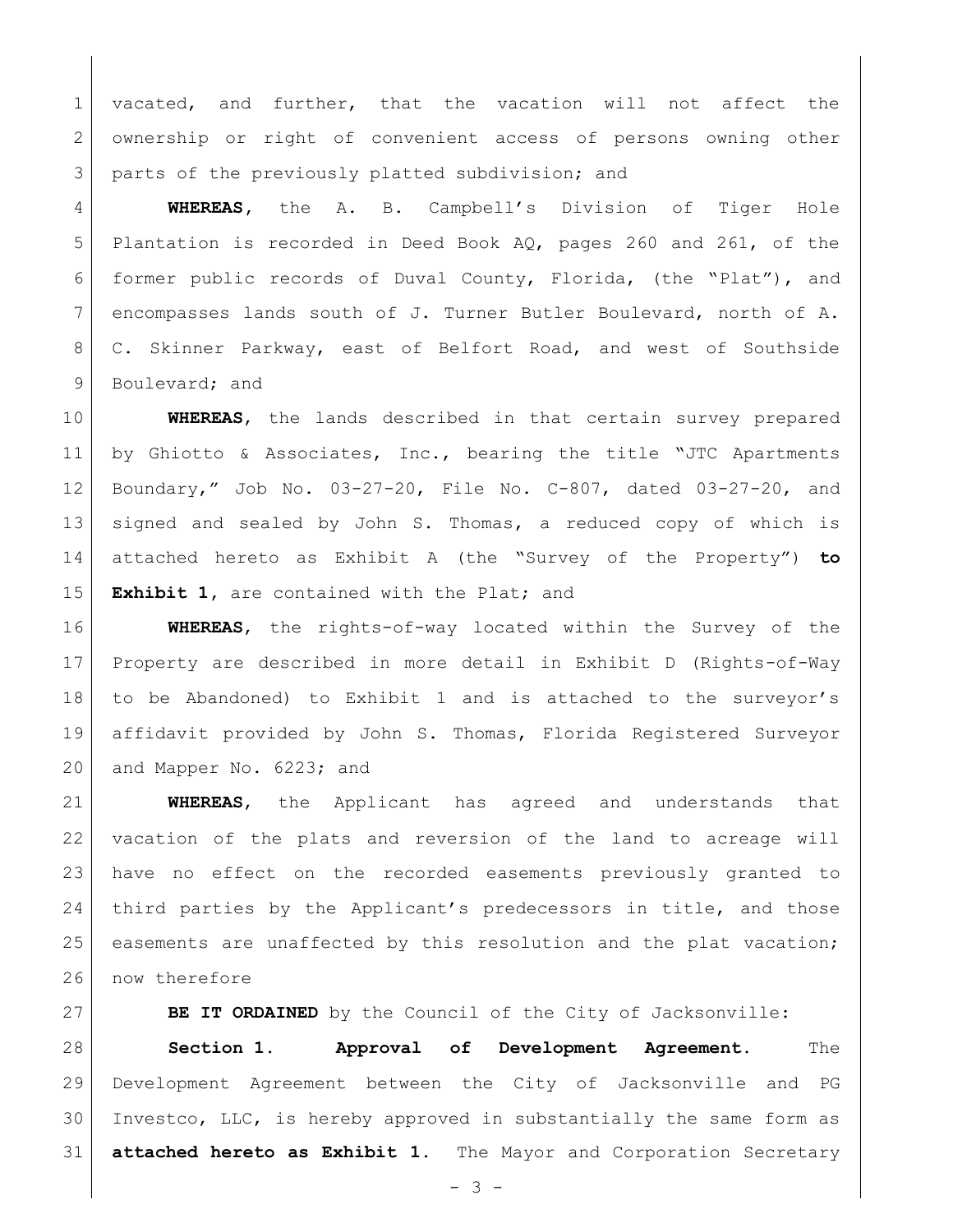vacated, and further, that the vacation will not affect the ownership or right of convenient access of persons owning other parts of the previously platted subdivision; and

**WHEREAS**, the A. B. Campbell's Division of Tiger Hole Plantation is recorded in Deed Book AQ, pages 260 and 261, of the former public records of Duval County, Florida, (the "Plat"), and encompasses lands south of J. Turner Butler Boulevard, north of A. C. Skinner Parkway, east of Belfort Road, and west of Southside Boulevard; and

**WHEREAS**, the lands described in that certain survey prepared by Ghiotto & Associates, Inc., bearing the title "JTC Apartments Boundary," Job No. 03-27-20, File No. C-807, dated 03-27-20, and signed and sealed by John S. Thomas, a reduced copy of which is attached hereto as Exhibit A (the "Survey of the Property") **to Exhibit 1**, are contained with the Plat; and

**WHEREAS**, the rights-of-way located within the Survey of the Property are described in more detail in Exhibit D (Rights-of-Way to be Abandoned) to Exhibit 1 and is attached to the surveyor's affidavit provided by John S. Thomas, Florida Registered Surveyor and Mapper No. 6223; and

**WHEREAS**, the Applicant has agreed and understands that vacation of the plats and reversion of the land to acreage will have no effect on the recorded easements previously granted to third parties by the Applicant's predecessors in title, and those easements are unaffected by this resolution and the plat vacation; now therefore

**BE IT ORDAINED** by the Council of the City of Jacksonville:

**Section 1. Approval of Development Agreement.** The Development Agreement between the City of Jacksonville and PG Investco, LLC, is hereby approved in substantially the same form as **attached hereto as Exhibit 1.** The Mayor and Corporation Secretary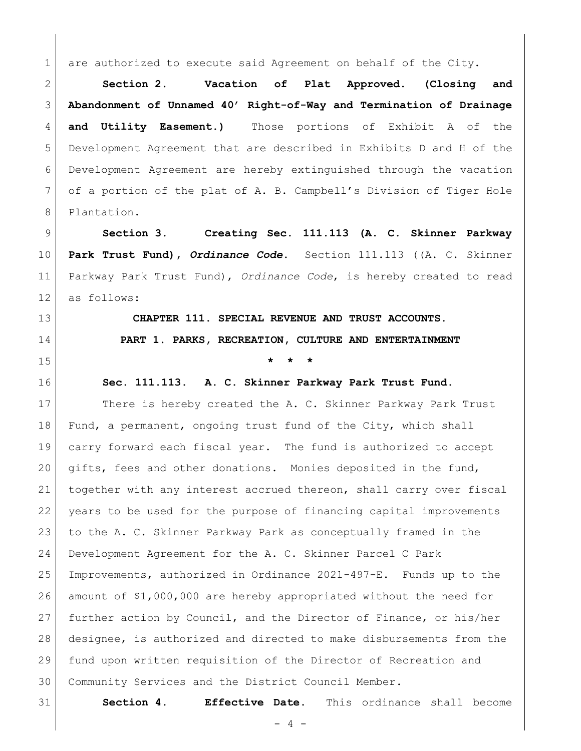are authorized to execute said Agreement on behalf of the City.

**Section 2. Vacation of Plat Approved. (Closing and Abandonment of Unnamed 40' Right-of-Way and Termination of Drainage and Utility Easement.)** Those portions of Exhibit A of the Development Agreement that are described in Exhibits D and H of the Development Agreement are hereby extinguished through the vacation of a portion of the plat of A. B. Campbell's Division of Tiger Hole Plantation.

**Section 3. Creating Sec. 111.113 (A. C. Skinner Parkway Park Trust Fund), *Ordinance Code*.** Section 111.113 ((A. C. Skinner Parkway Park Trust Fund), *Ordinance Code*, is hereby created to read as follows:

**CHAPTER 111. SPECIAL REVENUE AND TRUST ACCOUNTS.**

**PART 1. PARKS, RECREATION, CULTURE AND ENTERTAINMENT**

**\* \* \***

**Sec. 111.113. A. C. Skinner Parkway Park Trust Fund.**

There is hereby created the A. C. Skinner Parkway Park Trust Fund, a permanent, ongoing trust fund of the City, which shall carry forward each fiscal year. The fund is authorized to accept gifts, fees and other donations. Monies deposited in the fund, together with any interest accrued thereon, shall carry over fiscal years to be used for the purpose of financing capital improvements to the A. C. Skinner Parkway Park as conceptually framed in the Development Agreement for the A. C. Skinner Parcel C Park Improvements, authorized in Ordinance 2021-497-E. Funds up to the amount of $1,000,000 are hereby appropriated without the need for further action by Council, and the Director of Finance, or his/her designee, is authorized and directed to make disbursements from the fund upon written requisition of the Director of Recreation and Community Services and the District Council Member.

**Section 4. Effective Date.** This ordinance shall become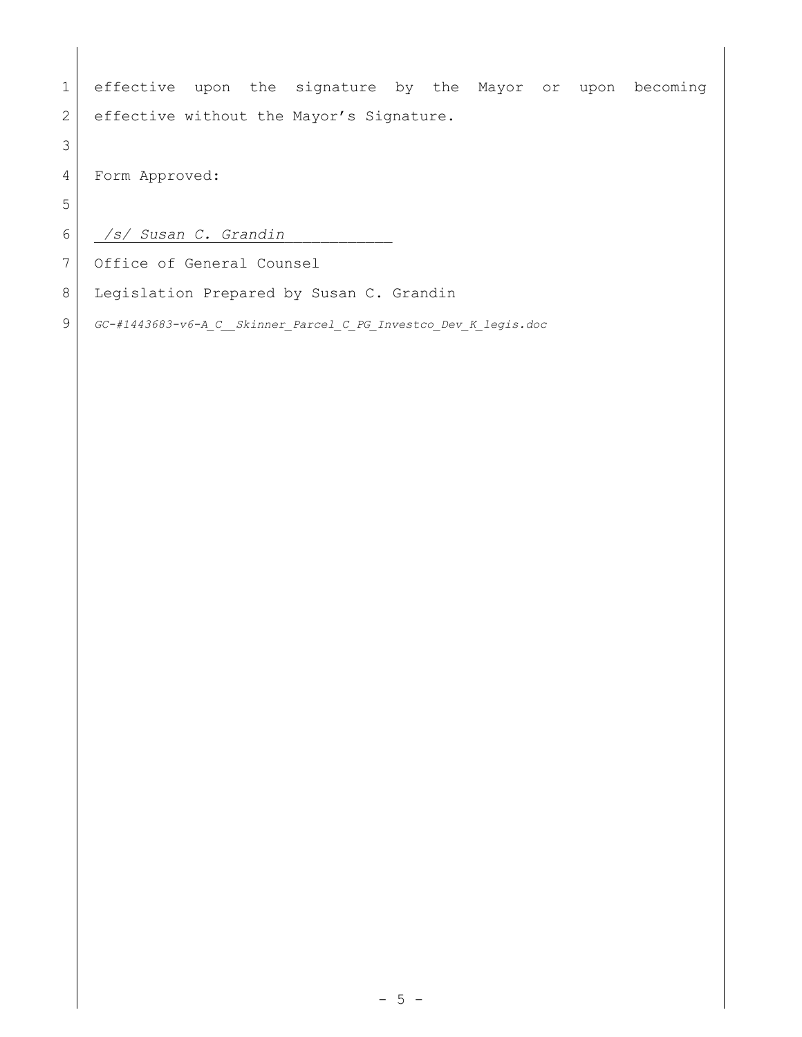effective upon the signature by the Mayor or upon becoming effective without the Mayor's Signature.

Form Approved:

*/s/ Susan C. Grandin*

Office of General Counsel

Legislation Prepared by Susan C. Grandin

*GC-#1443683-v6-A_C__Skinner_Parcel_C_PG_Investco_Dev_K_legis.doc*